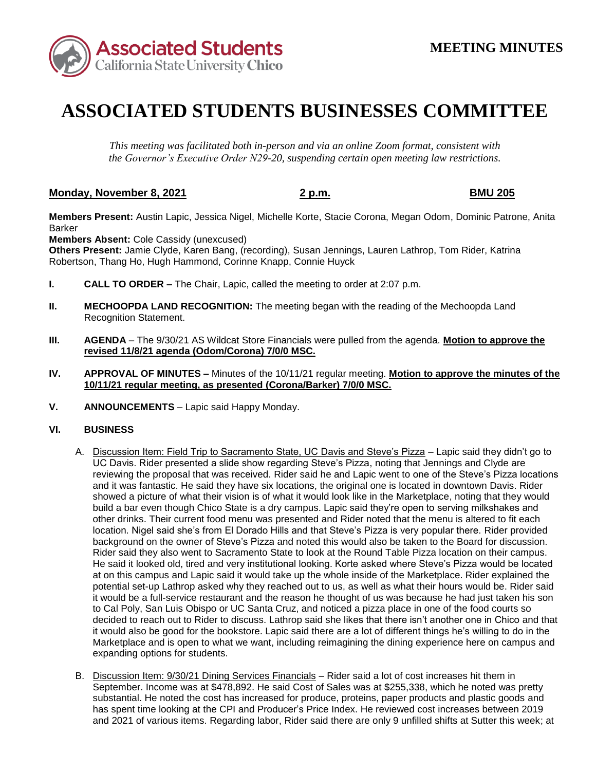**MEETING MINUTES**

# ASSOCIATED STUDENTS BUSINESSES COMMITTEE

*This meeting was facilitated both in-person and via an online Zoom format, consistent with the Governor's Executive Order N29-20, suspending certain open meeting law restrictions.*

**Monday, November 8, 2021** **2 p.m.** **BMU 205**

**Members Present:** Austin Lapic, Jessica Nigel, Michelle Korte, Stacie Corona, Megan Odom, Dominic Patrone, Anita Barker
**Members Absent:** Cole Cassidy (unexcused)
**Others Present:** Jamie Clyde, Karen Bang, (recording), Susan Jennings, Lauren Lathrop, Tom Rider, Katrina Robertson, Thang Ho, Hugh Hammond, Corinne Knapp, Connie Huyck

**I. CALL TO ORDER –** The Chair, Lapic, called the meeting to order at 2:07 p.m.

**II. MECHOOPDA LAND RECOGNITION:** The meeting began with the reading of the Mechoopda Land Recognition Statement.

**III. AGENDA** – The 9/30/21 AS Wildcat Store Financials were pulled from the agenda. **Motion to approve the revised 11/8/21 agenda (Odom/Corona) 7/0/0 MSC.**

**IV. APPROVAL OF MINUTES –** Minutes of the 10/11/21 regular meeting. **Motion to approve the minutes of the 10/11/21 regular meeting, as presented (Corona/Barker) 7/0/0 MSC.**

**V. ANNOUNCEMENTS** – Lapic said Happy Monday.

**VI. BUSINESS**

A. Discussion Item: Field Trip to Sacramento State, UC Davis and Steve's Pizza – Lapic said they didn't go to UC Davis. Rider presented a slide show regarding Steve's Pizza, noting that Jennings and Clyde are reviewing the proposal that was received. Rider said he and Lapic went to one of the Steve's Pizza locations and it was fantastic. He said they have six locations, the original one is located in downtown Davis. Rider showed a picture of what their vision is of what it would look like in the Marketplace, noting that they would build a bar even though Chico State is a dry campus. Lapic said they're open to serving milkshakes and other drinks. Their current food menu was presented and Rider noted that the menu is altered to fit each location. Nigel said she's from El Dorado Hills and that Steve's Pizza is very popular there. Rider provided background on the owner of Steve's Pizza and noted this would also be taken to the Board for discussion. Rider said they also went to Sacramento State to look at the Round Table Pizza location on their campus. He said it looked old, tired and very institutional looking. Korte asked where Steve's Pizza would be located at on this campus and Lapic said it would take up the whole inside of the Marketplace. Rider explained the potential set-up Lathrop asked why they reached out to us, as well as what their hours would be. Rider said it would be a full-service restaurant and the reason he thought of us was because he had just taken his son to Cal Poly, San Luis Obispo or UC Santa Cruz, and noticed a pizza place in one of the food courts so decided to reach out to Rider to discuss. Lathrop said she likes that there isn't another one in Chico and that it would also be good for the bookstore. Lapic said there are a lot of different things he's willing to do in the Marketplace and is open to what we want, including reimagining the dining experience here on campus and expanding options for students.

B. Discussion Item: 9/30/21 Dining Services Financials – Rider said a lot of cost increases hit them in September. Income was at $478,892. He said Cost of Sales was at $255,338, which he noted was pretty substantial. He noted the cost has increased for produce, proteins, paper products and plastic goods and has spent time looking at the CPI and Producer's Price Index. He reviewed cost increases between 2019 and 2021 of various items. Regarding labor, Rider said there are only 9 unfilled shifts at Sutter this week; at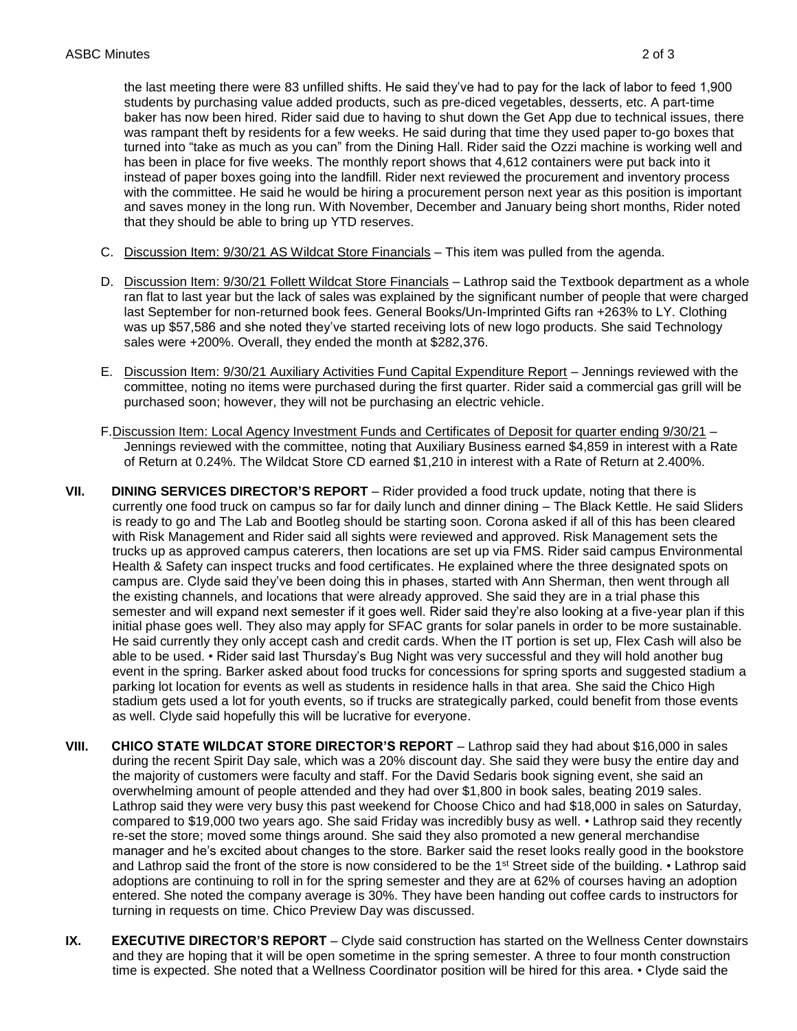the last meeting there were 83 unfilled shifts. He said they've had to pay for the lack of labor to feed 1,900 students by purchasing value added products, such as pre-diced vegetables, desserts, etc. A part-time baker has now been hired. Rider said due to having to shut down the Get App due to technical issues, there was rampant theft by residents for a few weeks. He said during that time they used paper to-go boxes that turned into "take as much as you can" from the Dining Hall. Rider said the Ozzi machine is working well and has been in place for five weeks. The monthly report shows that 4,612 containers were put back into it instead of paper boxes going into the landfill. Rider next reviewed the procurement and inventory process with the committee. He said he would be hiring a procurement person next year as this position is important and saves money in the long run. With November, December and January being short months, Rider noted that they should be able to bring up YTD reserves.

C. Discussion Item: 9/30/21 AS Wildcat Store Financials – This item was pulled from the agenda.

D. Discussion Item: 9/30/21 Follett Wildcat Store Financials – Lathrop said the Textbook department as a whole ran flat to last year but the lack of sales was explained by the significant number of people that were charged last September for non-returned book fees. General Books/Un-Imprinted Gifts ran +263% to LY. Clothing was up $57,586 and she noted they've started receiving lots of new logo products. She said Technology sales were +200%. Overall, they ended the month at $282,376.

E. Discussion Item: 9/30/21 Auxiliary Activities Fund Capital Expenditure Report – Jennings reviewed with the committee, noting no items were purchased during the first quarter. Rider said a commercial gas grill will be purchased soon; however, they will not be purchasing an electric vehicle.

F. Discussion Item: Local Agency Investment Funds and Certificates of Deposit for quarter ending 9/30/21 – Jennings reviewed with the committee, noting that Auxiliary Business earned $4,859 in interest with a Rate of Return at 0.24%. The Wildcat Store CD earned $1,210 in interest with a Rate of Return at 2.400%.

**VII. DINING SERVICES DIRECTOR'S REPORT** – Rider provided a food truck update, noting that there is currently one food truck on campus so far for daily lunch and dinner dining – The Black Kettle. He said Sliders is ready to go and The Lab and Bootleg should be starting soon. Corona asked if all of this has been cleared with Risk Management and Rider said all sights were reviewed and approved. Risk Management sets the trucks up as approved campus caterers, then locations are set up via FMS. Rider said campus Environmental Health & Safety can inspect trucks and food certificates. He explained where the three designated spots on campus are. Clyde said they've been doing this in phases, started with Ann Sherman, then went through all the existing channels, and locations that were already approved. She said they are in a trial phase this semester and will expand next semester if it goes well. Rider said they're also looking at a five-year plan if this initial phase goes well. They also may apply for SFAC grants for solar panels in order to be more sustainable. He said currently they only accept cash and credit cards. When the IT portion is set up, Flex Cash will also be able to be used. • Rider said last Thursday's Bug Night was very successful and they will hold another bug event in the spring. Barker asked about food trucks for concessions for spring sports and suggested stadium a parking lot location for events as well as students in residence halls in that area. She said the Chico High stadium gets used a lot for youth events, so if trucks are strategically parked, could benefit from those events as well. Clyde said hopefully this will be lucrative for everyone.

**VIII. CHICO STATE WILDCAT STORE DIRECTOR'S REPORT** – Lathrop said they had about $16,000 in sales during the recent Spirit Day sale, which was a 20% discount day. She said they were busy the entire day and the majority of customers were faculty and staff. For the David Sedaris book signing event, she said an overwhelming amount of people attended and they had over $1,800 in book sales, beating 2019 sales. Lathrop said they were very busy this past weekend for Choose Chico and had $18,000 in sales on Saturday, compared to $19,000 two years ago. She said Friday was incredibly busy as well. • Lathrop said they recently re-set the store; moved some things around. She said they also promoted a new general merchandise manager and he's excited about changes to the store. Barker said the reset looks really good in the bookstore and Lathrop said the front of the store is now considered to be the 1st Street side of the building. • Lathrop said adoptions are continuing to roll in for the spring semester and they are at 62% of courses having an adoption entered. She noted the company average is 30%. They have been handing out coffee cards to instructors for turning in requests on time. Chico Preview Day was discussed.

**IX. EXECUTIVE DIRECTOR'S REPORT** – Clyde said construction has started on the Wellness Center downstairs and they are hoping that it will be open sometime in the spring semester. A three to four month construction time is expected. She noted that a Wellness Coordinator position will be hired for this area. • Clyde said the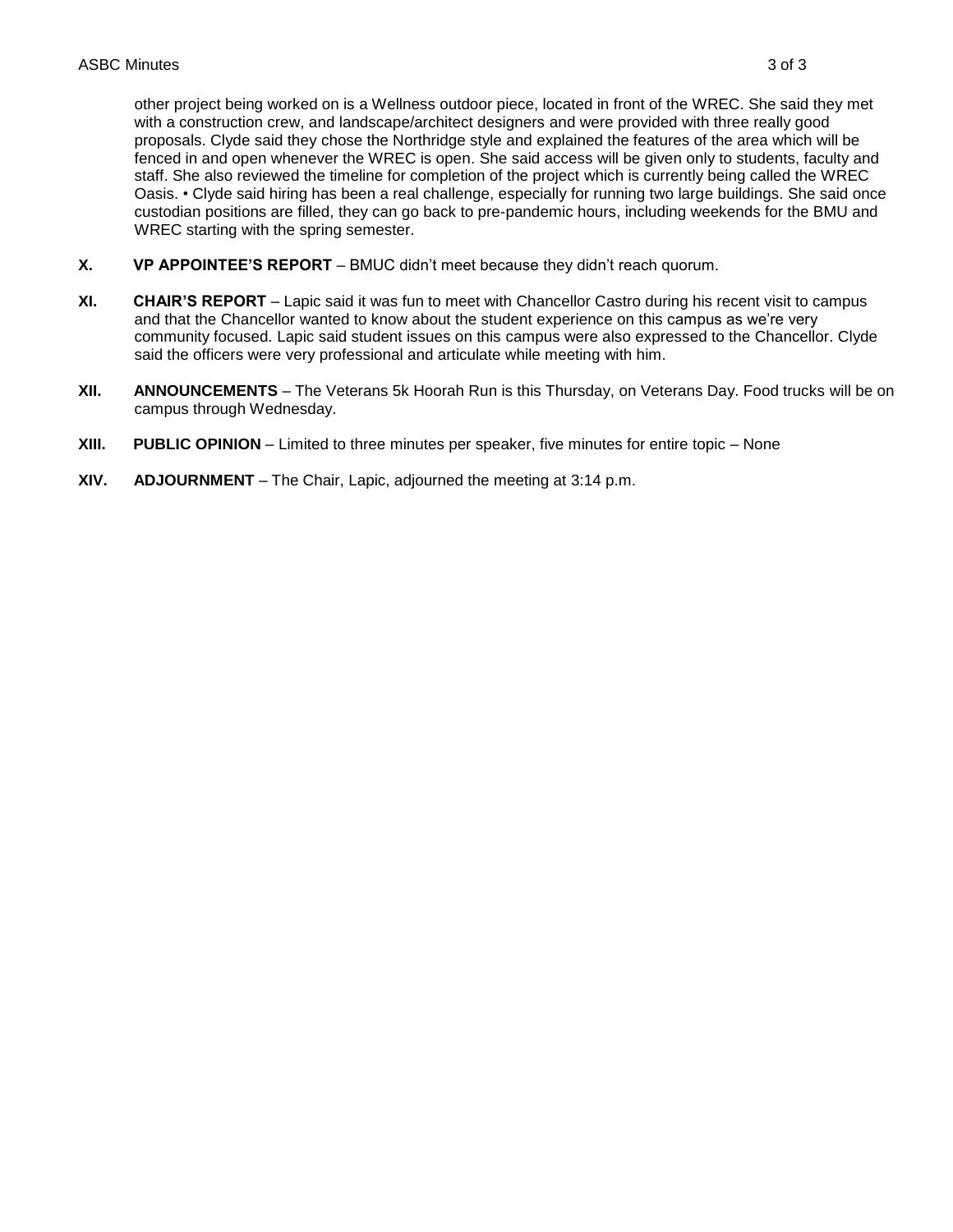other project being worked on is a Wellness outdoor piece, located in front of the WREC. She said they met with a construction crew, and landscape/architect designers and were provided with three really good proposals. Clyde said they chose the Northridge style and explained the features of the area which will be fenced in and open whenever the WREC is open. She said access will be given only to students, faculty and staff. She also reviewed the timeline for completion of the project which is currently being called the WREC Oasis. • Clyde said hiring has been a real challenge, especially for running two large buildings. She said once custodian positions are filled, they can go back to pre-pandemic hours, including weekends for the BMU and WREC starting with the spring semester.

**X.** **VP APPOINTEE'S REPORT** – BMUC didn't meet because they didn't reach quorum.

**XI.** **CHAIR'S REPORT** – Lapic said it was fun to meet with Chancellor Castro during his recent visit to campus and that the Chancellor wanted to know about the student experience on this campus as we're very community focused. Lapic said student issues on this campus were also expressed to the Chancellor. Clyde said the officers were very professional and articulate while meeting with him.

**XII.** **ANNOUNCEMENTS** – The Veterans 5k Hoorah Run is this Thursday, on Veterans Day. Food trucks will be on campus through Wednesday.

**XIII.** **PUBLIC OPINION** – Limited to three minutes per speaker, five minutes for entire topic – None

**XIV.** **ADJOURNMENT** – The Chair, Lapic, adjourned the meeting at 3:14 p.m.